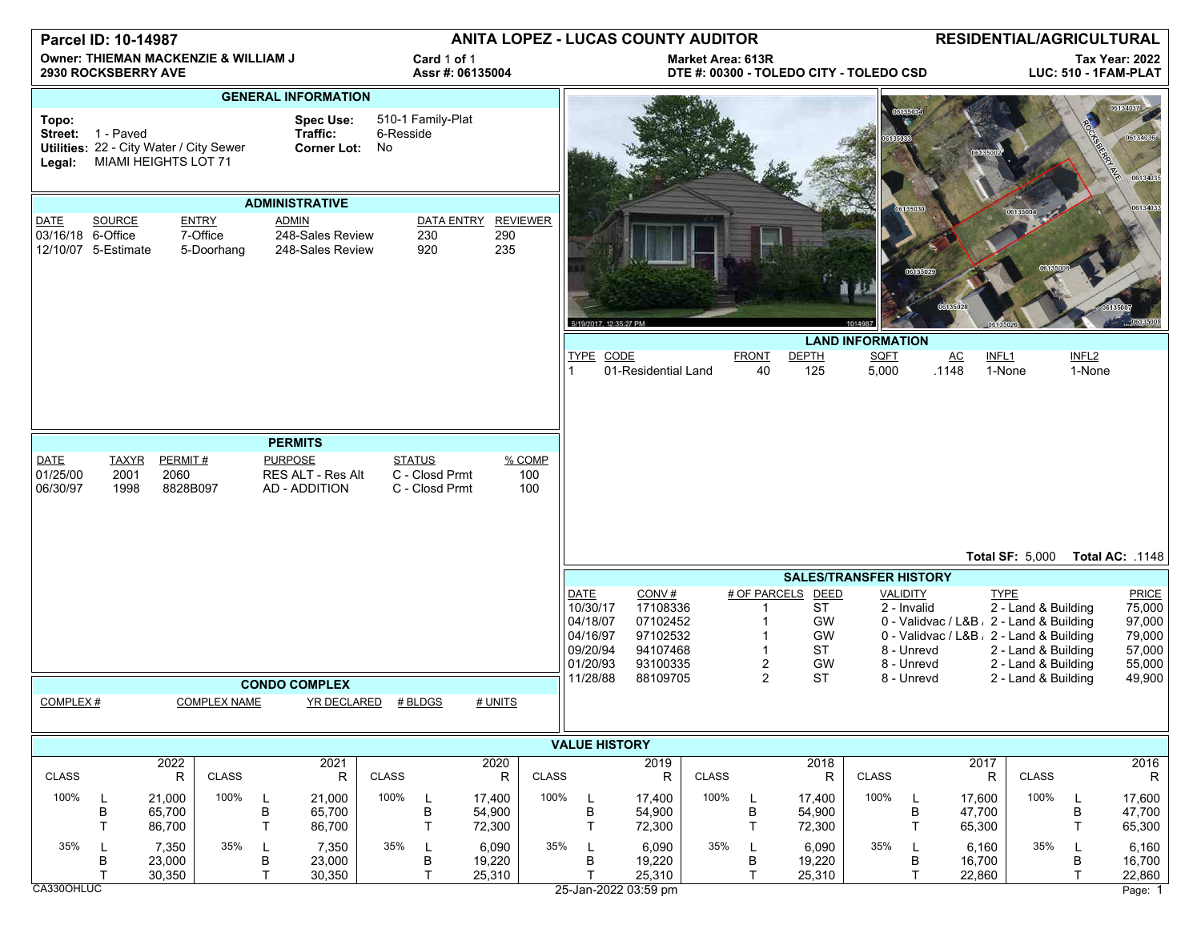**Parcel ID: 10-14987** | **ANITA LOPEZ - LUCAS COUNTY AUDITOR** | **RESIDENTIAL/AGRICULTURAL**

**Owner: THIEMAN MACKENZIE & WILLIAM J**
**2930 ROCKSBERRY AVE**

Card 1 of 1
Assr #: 06135004

**Market Area: 613R**
**DTE #: 00300 - TOLEDO CITY - TOLEDO CSD**

**Tax Year: 2022**
**LUC: 510 - 1FAM-PLAT**

## GENERAL INFORMATION

**Topo:**
**Street:** 1 - Paved
**Utilities:** 22 - City Water / City Sewer
**Legal:** MIAMI HEIGHTS LOT 71

**Spec Use:** 510-1 Family-Plat
**Traffic:** 6-Resside
**Corner Lot:** No

## ADMINISTRATIVE

| DATE | SOURCE | ENTRY | ADMIN | DATA ENTRY | REVIEWER |
|---|---|---|---|---|---|
| 03/16/18 | 6-Office | 7-Office | 248-Sales Review | 230 | 290 |
| 12/10/07 | 5-Estimate | 5-Doorhang | 248-Sales Review | 920 | 235 |

## LAND INFORMATION

| TYPE | CODE | FRONT | DEPTH | SQFT | AC | INFL1 | INFL2 |
|---|---|---|---|---|---|---|---|
| 1 | 01-Residential Land | 40 | 125 | 5,000 | .1148 | 1-None | 1-None |

**Total SF:** 5,000 **Total AC:** .1148

## PERMITS

| DATE | TAXYR | PERMIT # | PURPOSE | STATUS | % COMP |
|---|---|---|---|---|---|
| 01/25/00 | 2001 | 2060 | RES ALT - Res Alt | C - Closd Prmt | 100 |
| 06/30/97 | 1998 | 8828B097 | AD - ADDITION | C - Closd Prmt | 100 |

## SALES/TRANSFER HISTORY

| DATE | CONV # | # OF PARCELS | DEED | VALIDITY | TYPE | PRICE |
|---|---|---|---|---|---|---|
| 10/30/17 | 17108336 | 1 | ST | 2 - Invalid | 2 - Land & Building | 75,000 |
| 04/18/07 | 07102452 | 1 | GW | 0 - Validvac / L&B / | 2 - Land & Building | 97,000 |
| 04/16/97 | 97102532 | 1 | GW | 0 - Validvac / L&B / | 2 - Land & Building | 79,000 |
| 09/20/94 | 94107468 | 1 | ST | 8 - Unrevd | 2 - Land & Building | 57,000 |
| 01/20/93 | 93100335 | 2 | GW | 8 - Unrevd | 2 - Land & Building | 55,000 |
| 11/28/88 | 88109705 | 2 | ST | 8 - Unrevd | 2 - Land & Building | 49,900 |

## CONDO COMPLEX

| COMPLEX # | COMPLEX NAME | YR DECLARED | # BLDGS | # UNITS |
|---|---|---|---|---|

## VALUE HISTORY

| CLASS | | 2022 R | CLASS | | 2021 R | CLASS | | 2020 R | CLASS | | 2019 R | CLASS | | 2018 R | CLASS | | 2017 R | CLASS | | 2016 R |
|---|---|---|---|---|---|---|---|---|---|---|---|---|---|---|---|---|---|---|---|---|
| 100% | L | 21,000 | 100% | L | 21,000 | 100% | L | 17,400 | 100% | L | 17,400 | 100% | L | 17,400 | 100% | L | 17,600 | 100% | L | 17,600 |
| | B | 65,700 | | B | 65,700 | | B | 54,900 | | B | 54,900 | | B | 54,900 | | B | 47,700 | | B | 47,700 |
| | T | 86,700 | | T | 86,700 | | T | 72,300 | | T | 72,300 | | T | 72,300 | | T | 65,300 | | T | 65,300 |
| 35% | L | 7,350 | 35% | L | 7,350 | 35% | L | 6,090 | 35% | L | 6,090 | 35% | L | 6,090 | 35% | L | 6,160 | 35% | L | 6,160 |
| | B | 23,000 | | B | 23,000 | | B | 19,220 | | B | 19,220 | | B | 19,220 | | B | 16,700 | | B | 16,700 |
| | T | 30,350 | | T | 30,350 | | T | 25,310 | | T | 25,310 | | T | 25,310 | | T | 22,860 | | T | 22,860 |

CA330OHLUC 25-Jan-2022 03:59 pm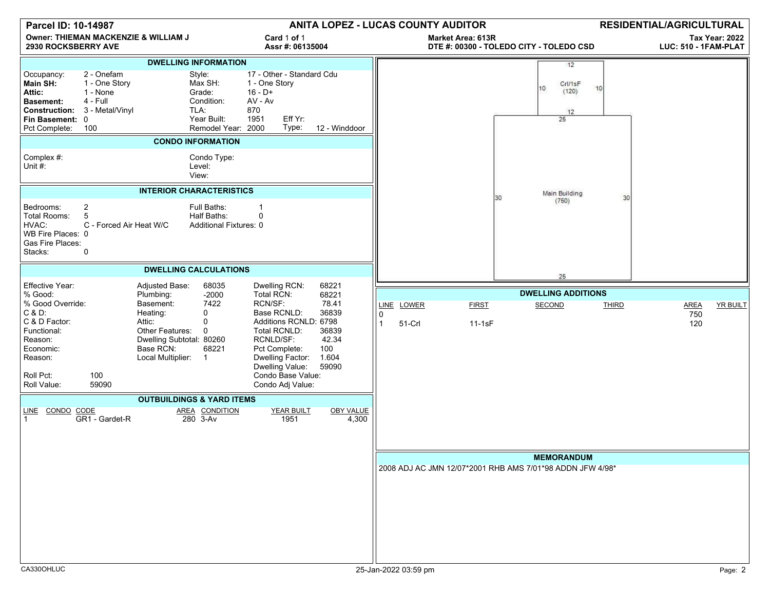**Parcel ID: 10-14987** | **ANITA LOPEZ - LUCAS COUNTY AUDITOR** | **RESIDENTIAL/AGRICULTURAL**

**Owner: THIEMAN MACKENZIE & WILLIAM J**
**2930 ROCKSBERRY AVE**

Card 1 of 1
Assr #: 06135004

**Market Area: 613R**
**DTE #: 00300 - TOLEDO CITY - TOLEDO CSD**

**Tax Year: 2022**
**LUC: 510 - 1FAM-PLAT**

## DWELLING INFORMATION

| | | | | | |
|---|---|---|---|---|---|
| Occupancy: | 2 - Onefam | Style: | 17 - Other - Standard Cdu | | |
| **Main SH:** | 1 - One Story | Max SH: | 1 - One Story | | |
| **Attic:** | 1 - None | Grade: | 16 - D+ | | |
| **Basement:** | 4 - Full | Condition: | AV - Av | | |
| **Construction:** | 3 - Metal/Vinyl | TLA: | 870 | | |
| **Fin Basement:** | 0 | Year Built: | 1951 | Eff Yr: | |
| Pct Complete: | 100 | Remodel Year: | 2000 | Type: | 12 - Winddoor |

## CONDO INFORMATION

| | | | |
|---|---|---|---|
| Complex #: | | Condo Type: | |
| Unit #: | | Level: | |
| | | View: | |

## INTERIOR CHARACTERISTICS

| | | | |
|---|---|---|---|
| Bedrooms: | 2 | Full Baths: | 1 |
| Total Rooms: | 5 | Half Baths: | 0 |
| HVAC: | C - Forced Air Heat W/C | Additional Fixtures: | 0 |
| WB Fire Places: | 0 | | |
| Gas Fire Places: | | | |
| Stacks: | 0 | | |

## DWELLING CALCULATIONS

| | | | | | |
|---|---|---|---|---|---|
| Effective Year: | | Adjusted Base: | 68035 | Dwelling RCN: | 68221 |
| % Good: | | Plumbing: | -2000 | Total RCN: | 68221 |
| % Good Override: | | Basement: | 7422 | RCN/SF: | 78.41 |
| C & D: | | Heating: | 0 | Base RCNLD: | 36839 |
| C & D Factor: | | Attic: | 0 | Additions RCNLD: | 6798 |
| Functional: | | Other Features: | 0 | Total RCNLD: | 36839 |
| Reason: | | Dwelling Subtotal: | 80260 | RCNLD/SF: | 42.34 |
| Economic: | | Base RCN: | 68221 | Pct Complete: | 100 |
| Reason: | | Local Multiplier: | 1 | Dwelling Factor: | 1.604 |
| | | | | Dwelling Value: | 59090 |
| Roll Pct: | 100 | | | Condo Base Value: | |
| Roll Value: | 59090 | | | Condo Adj Value: | |

## OUTBUILDINGS & YARD ITEMS

| LINE | CONDO | CODE | AREA | CONDITION | YEAR BUILT | OBY VALUE |
|---|---|---|---|---|---|---|
| 1 | | GR1 - Gardet-R | 280 | 3-Av | 1951 | 4,300 |

12
Crl/1sF
(120)
10 10
12
25
Main Building
(750)
30 30
25

## DWELLING ADDITIONS

| LINE | LOWER | FIRST | SECOND | THIRD | AREA | YR BUILT |
|---|---|---|---|---|---|---|
| 0 | | | | | 750 | |
| 1 | 51-Crl | 11-1sF | | | 120 | |

## MEMORANDUM

2008 ADJ AC JMN 12/07*2001 RHB AMS 7/01*98 ADDN JFW 4/98*

CA330OHLUC 25-Jan-2022 03:59 pm